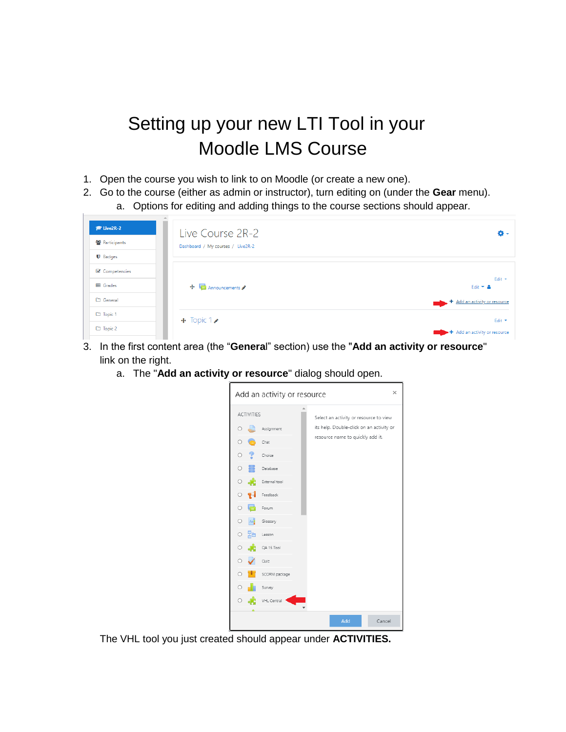# Setting up your new LTI Tool in your Moodle LMS Course

1. Open the course you wish to link to on Moodle (or create a new one).
2. Go to the course (either as admin or instructor), turn editing on (under the **Gear** menu).
   a. Options for editing and adding things to the course sections should appear.
3. In the first content area (the "**General**" section) use the **"Add an activity or resource"** link on the right.
   a. The "**Add an activity or resource**" dialog should open.

The VHL tool you just created should appear under **ACTIVITIES.**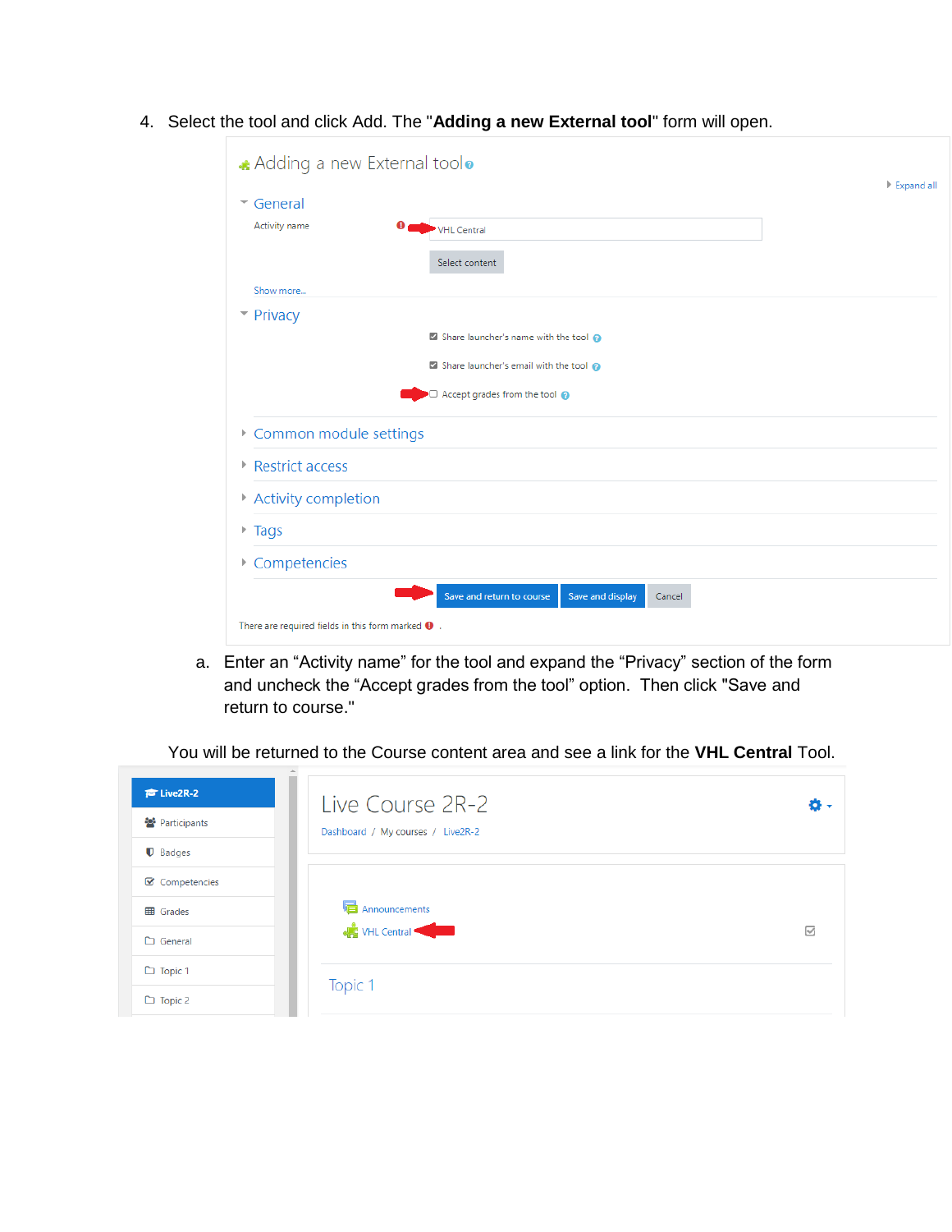4. Select the tool and click Add. The "**Adding a new External tool**" form will open.

   a. Enter an “Activity name” for the tool and expand the “Privacy” section of the form and uncheck the “Accept grades from the tool” option. Then click "Save and return to course."

You will be returned to the Course content area and see a link for the **VHL Central** Tool.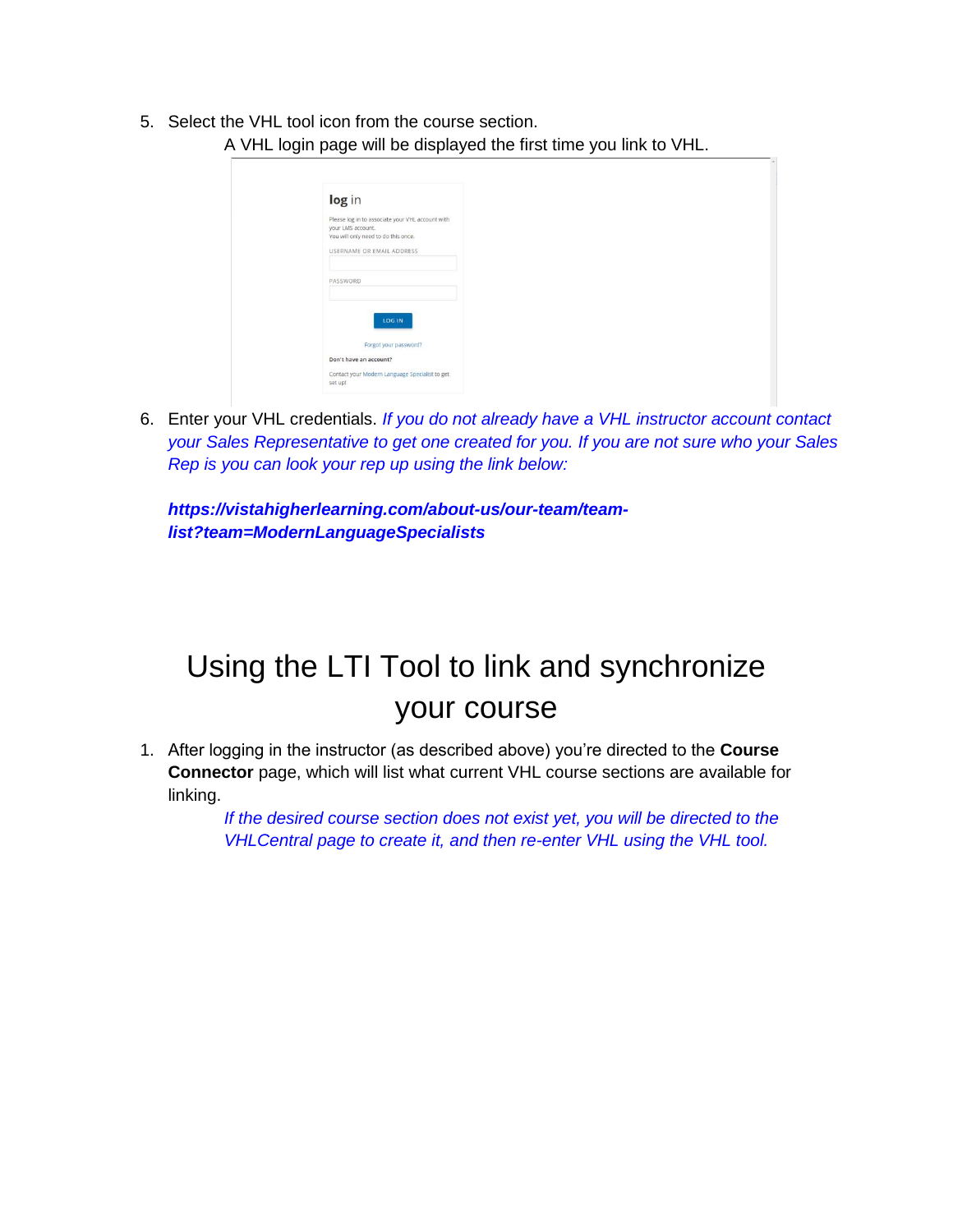5. Select the VHL tool icon from the course section.

   A VHL login page will be displayed the first time you link to VHL.

6. Enter your VHL credentials. *If you do not already have a VHL instructor account contact your Sales Representative to get one created for you. If you are not sure who your Sales Rep is you can look your rep up using the link below:*

   ***https://vistahigherlearning.com/about-us/our-team/team-list?team=ModernLanguageSpecialists***

# Using the LTI Tool to link and synchronize your course

1. After logging in the instructor (as described above) you're directed to the **Course Connector** page, which will list what current VHL course sections are available for linking.

   *If the desired course section does not exist yet, you will be directed to the VHLCentral page to create it, and then re-enter VHL using the VHL tool.*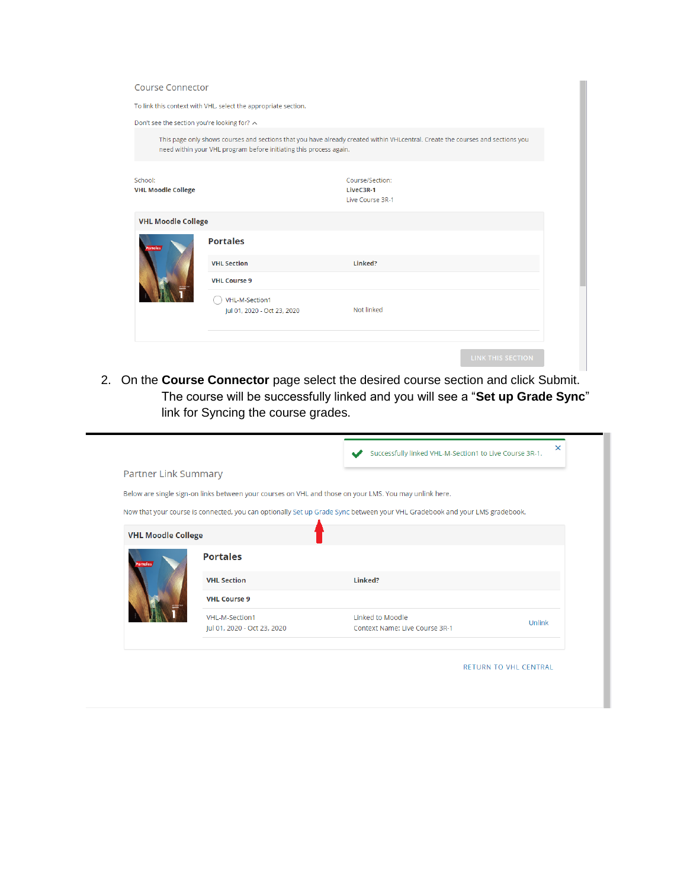Course Connector

To link this context with VHL select the appropriate section.

Don't see the section you're looking for? ^

This page only shows courses and sections that you have already created within VHLcentral. Create the courses and sections you need within your VHL program before initiating this process again.

School:
**VHL Moodle College**

Course/Section:
**LiveC3R-1**
Live Course 3R-1

**VHL Moodle College**

**Portales**

| VHL Section | Linked? |
|---|---|
| **VHL Course 9** | |
| VHL-M-Section1<br>Jul 01, 2020 - Oct 23, 2020 | Not linked |

LINK THIS SECTION

2. On the **Course Connector** page select the desired course section and click Submit. The course will be successfully linked and you will see a "**Set up Grade Sync**" link for Syncing the course grades.

Successfully linked VHL-M-Section1 to Live Course 3R-1.

Partner Link Summary

Below are single sign-on links between your courses on VHL and those on your LMS. You may unlink here.

Now that your course is connected, you can optionally Set up Grade Sync between your VHL Gradebook and your LMS gradebook.

**VHL Moodle College**

**Portales**

| VHL Section | Linked? | |
|---|---|---|
| **VHL Course 9** | | |
| VHL-M-Section1<br>Jul 01, 2020 - Oct 23, 2020 | Linked to Moodle<br>Context Name: Live Course 3R-1 | Unlink |

RETURN TO VHL CENTRAL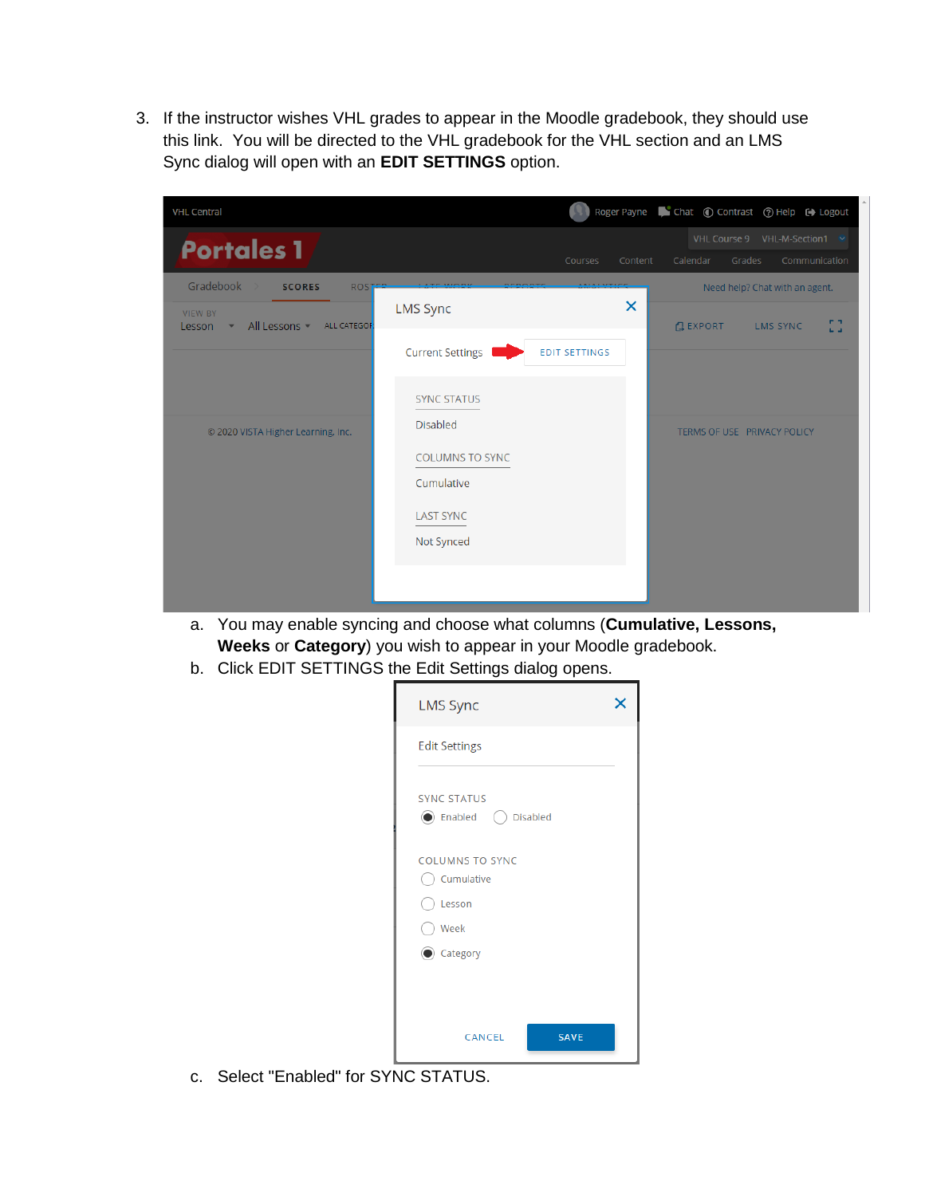3. If the instructor wishes VHL grades to appear in the Moodle gradebook, they should use this link. You will be directed to the VHL gradebook for the VHL section and an LMS Sync dialog will open with an **EDIT SETTINGS** option.

   a. You may enable syncing and choose what columns (**Cumulative, Lessons, Weeks** or **Category**) you wish to appear in your Moodle gradebook.
   b. Click EDIT SETTINGS the Edit Settings dialog opens.
   c. Select "Enabled" for SYNC STATUS.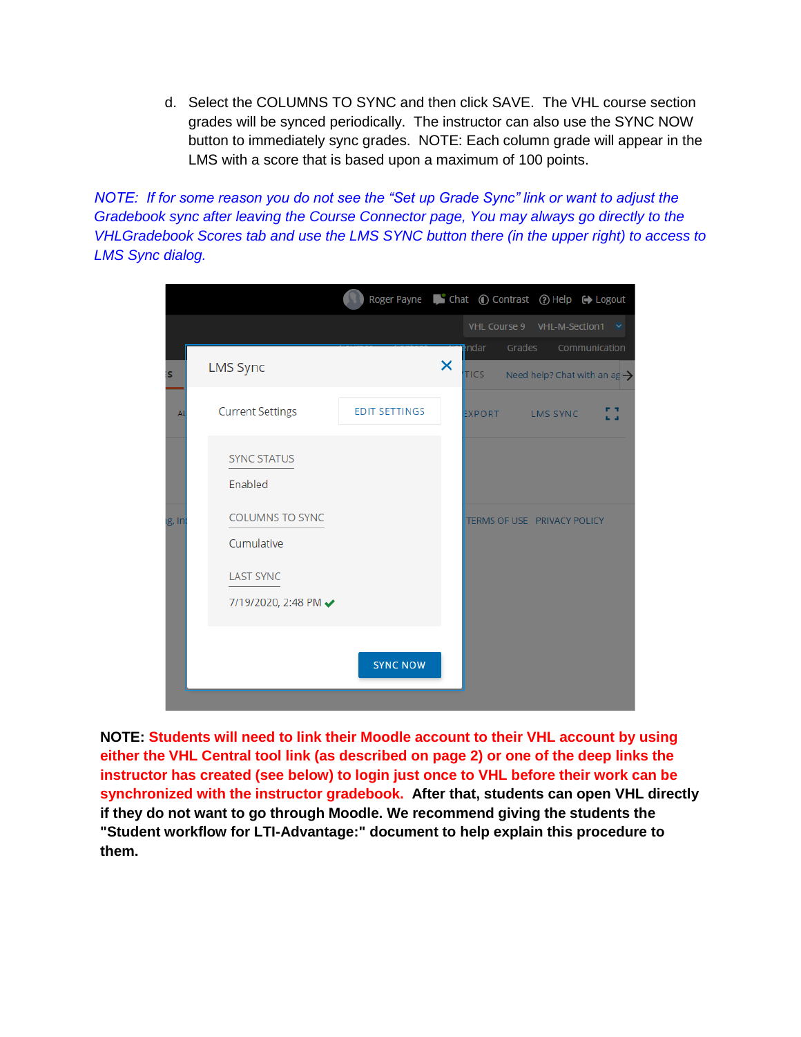d. Select the COLUMNS TO SYNC and then click SAVE. The VHL course section grades will be synced periodically. The instructor can also use the SYNC NOW button to immediately sync grades. NOTE: Each column grade will appear in the LMS with a score that is based upon a maximum of 100 points.

*NOTE: If for some reason you do not see the "Set up Grade Sync" link or want to adjust the Gradebook sync after leaving the Course Connector page, You may always go directly to the VHLGradebook Scores tab and use the LMS SYNC button there (in the upper right) to access to LMS Sync dialog.*

**NOTE: Students will need to link their Moodle account to their VHL account by using either the VHL Central tool link (as described on page 2) or one of the deep links the instructor has created (see below) to login just once to VHL before their work can be synchronized with the instructor gradebook. After that, students can open VHL directly if they do not want to go through Moodle. We recommend giving the students the "Student workflow for LTI-Advantage:" document to help explain this procedure to them.**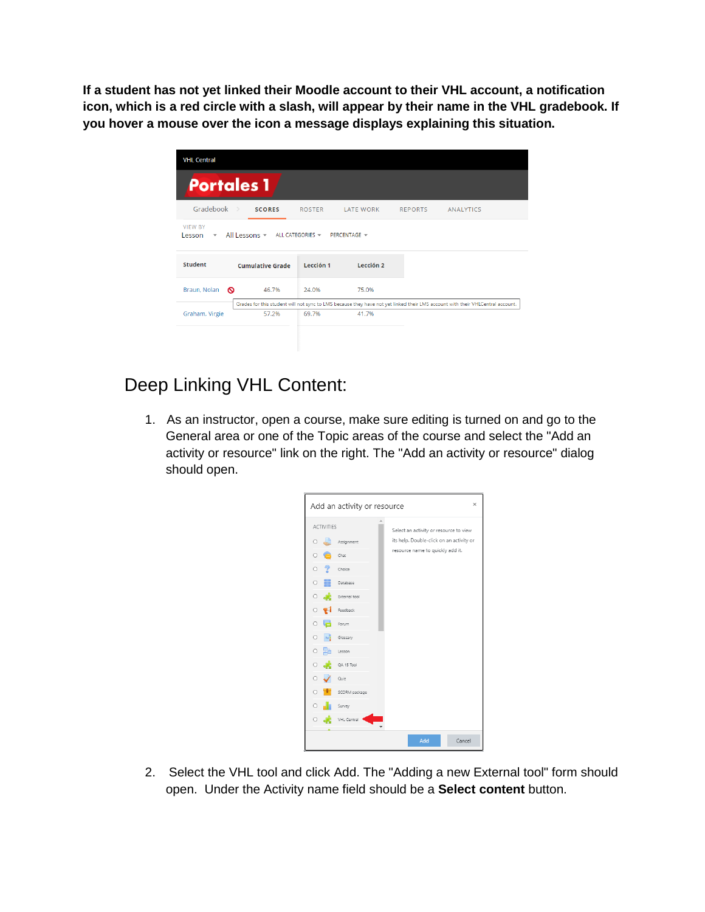**If a student has not yet linked their Moodle account to their VHL account, a notification icon, which is a red circle with a slash, will appear by their name in the VHL gradebook. If you hover a mouse over the icon a message displays explaining this situation.**

## Deep Linking VHL Content:

1. As an instructor, open a course, make sure editing is turned on and go to the General area or one of the Topic areas of the course and select the "Add an activity or resource" link on the right. The "Add an activity or resource" dialog should open.

2. Select the VHL tool and click Add. The "Adding a new External tool" form should open. Under the Activity name field should be a **Select content** button.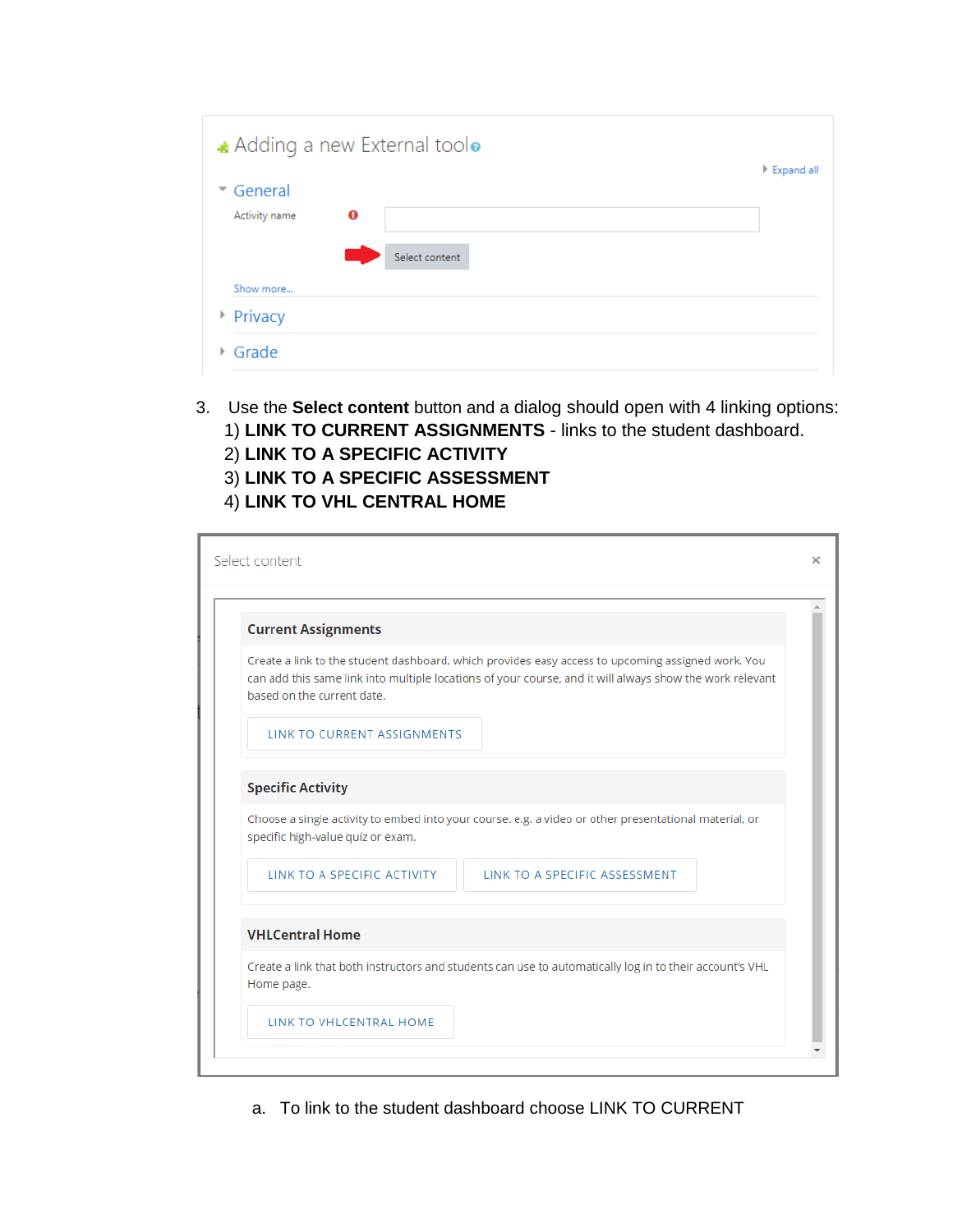Adding a new External tool

Expand all

General

Activity name

Select content

Show more...

Privacy

Grade

3. Use the **Select content** button and a dialog should open with 4 linking options:
   1) **LINK TO CURRENT ASSIGNMENTS** - links to the student dashboard.
   2) **LINK TO A SPECIFIC ACTIVITY**
   3) **LINK TO A SPECIFIC ASSESSMENT**
   4) **LINK TO VHL CENTRAL HOME**

Select content

**Current Assignments**

Create a link to the student dashboard, which provides easy access to upcoming assigned work. You can add this same link into multiple locations of your course, and it will always show the work relevant based on the current date.

LINK TO CURRENT ASSIGNMENTS

**Specific Activity**

Choose a single activity to embed into your course. e.g. a video or other presentational material, or specific high-value quiz or exam.

LINK TO A SPECIFIC ACTIVITY | LINK TO A SPECIFIC ASSESSMENT

**VHLCentral Home**

Create a link that both instructors and students can use to automatically log in to their account's VHL Home page.

LINK TO VHLCENTRAL HOME

a. To link to the student dashboard choose LINK TO CURRENT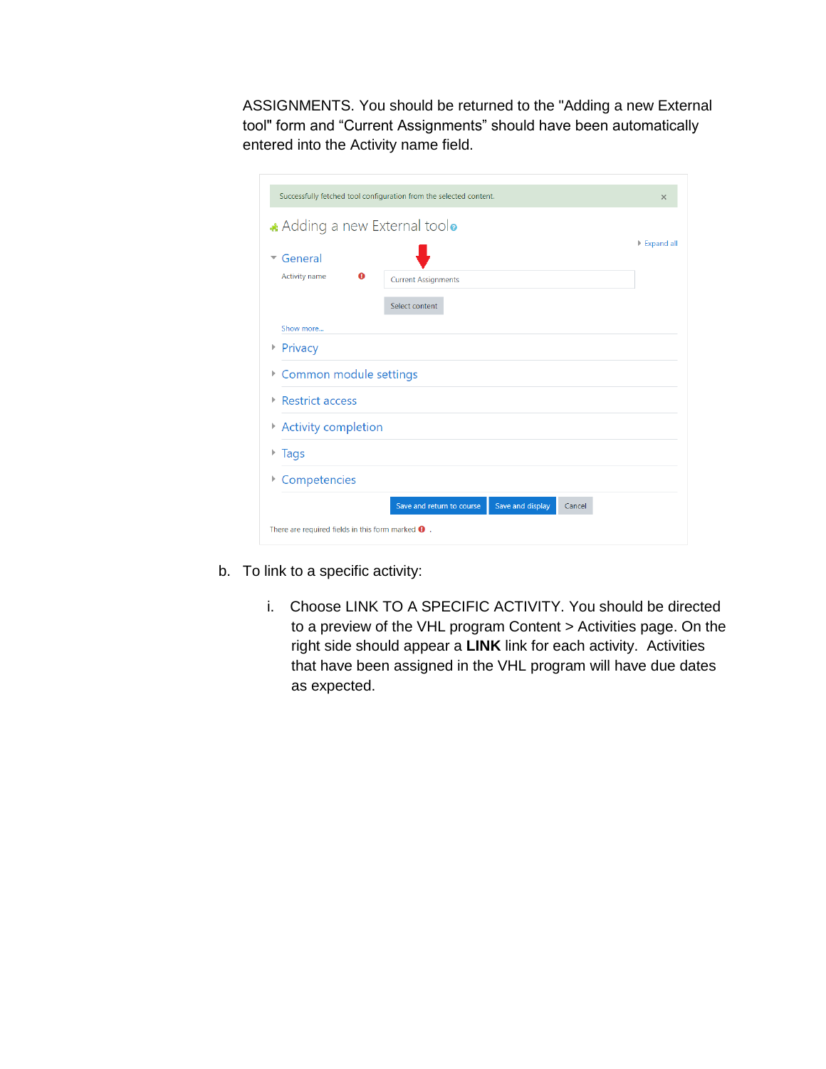ASSIGNMENTS. You should be returned to the "Adding a new External tool" form and “Current Assignments” should have been automatically entered into the Activity name field.

Successfully fetched tool configuration from the selected content.

Adding a new External tool

Expand all

General

Activity name: Current Assignments

Select content

Show more...

Privacy

Common module settings

Restrict access

Activity completion

Tags

Competencies

Save and return to course | Save and display | Cancel

There are required fields in this form marked .

b. To link to a specific activity:

   i. Choose LINK TO A SPECIFIC ACTIVITY. You should be directed to a preview of the VHL program Content > Activities page. On the right side should appear a **LINK** link for each activity. Activities that have been assigned in the VHL program will have due dates as expected.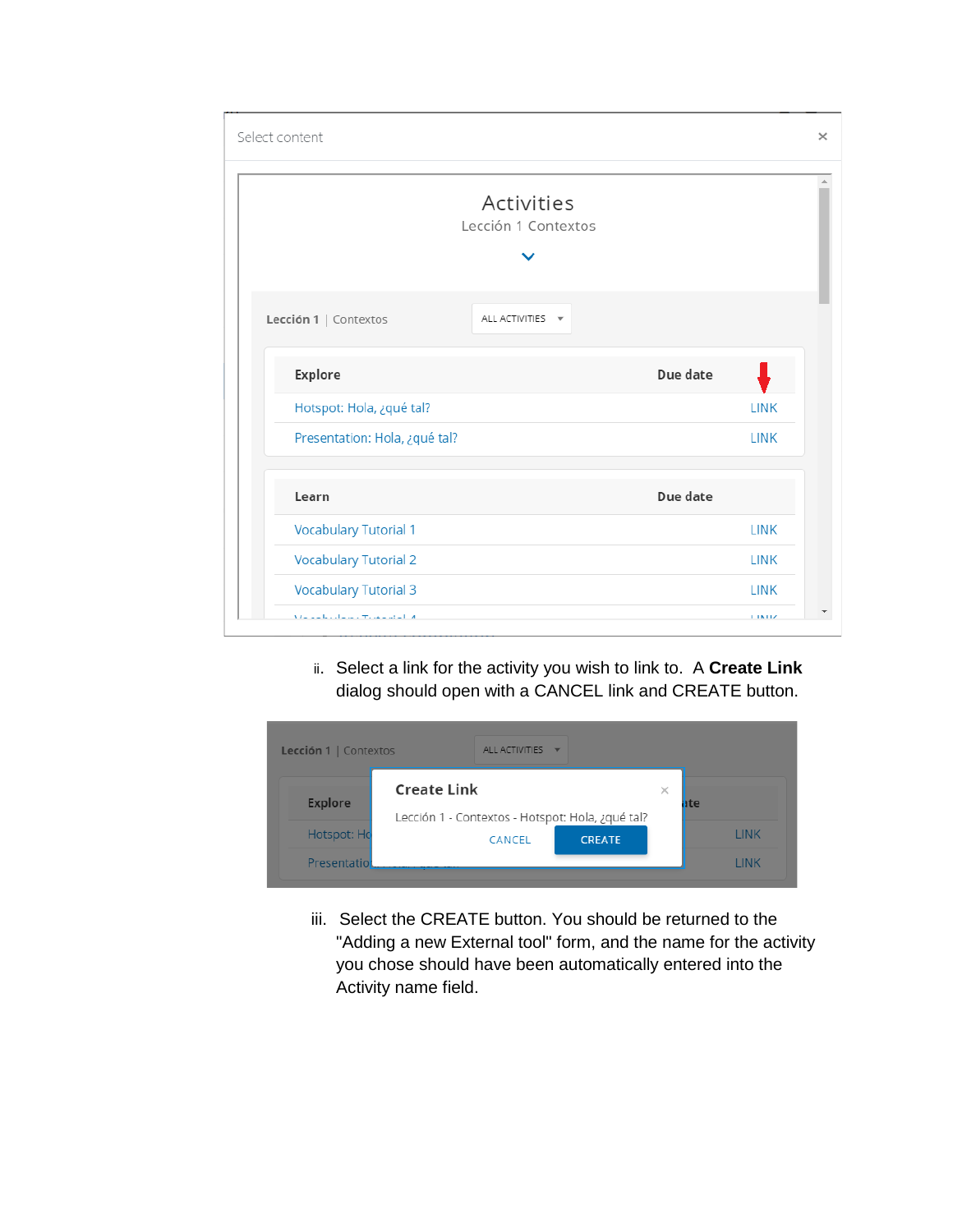ii. Select a link for the activity you wish to link to. A **Create Link** dialog should open with a CANCEL link and CREATE button.

iii. Select the CREATE button. You should be returned to the "Adding a new External tool" form, and the name for the activity you chose should have been automatically entered into the Activity name field.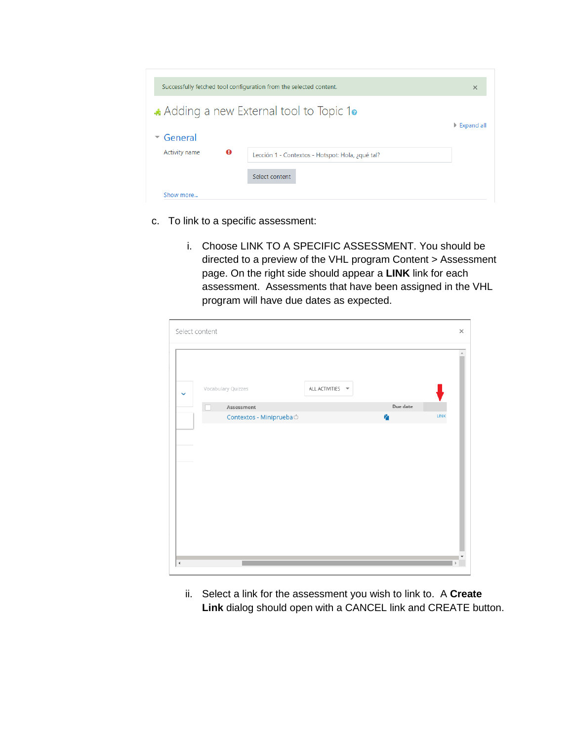Successfully fetched tool configuration from the selected content.

Adding a new External tool to Topic 1

Expand all

General

Activity name: Lección 1 - Contextos - Hotspot: Hola, ¿qué tal?

Select content

Show more...

c. To link to a specific assessment:

   i. Choose LINK TO A SPECIFIC ASSESSMENT. You should be directed to a preview of the VHL program Content > Assessment page. On the right side should appear a **LINK** link for each assessment. Assessments that have been assigned in the VHL program will have due dates as expected.

Select content

Vocabulary Quizzes | ALL ACTIVITIES

| Assessment | Due date | |
|---|---|---|
| Contextos - Miniprueba | | LINK |

   ii. Select a link for the assessment you wish to link to. A **Create Link** dialog should open with a CANCEL link and CREATE button.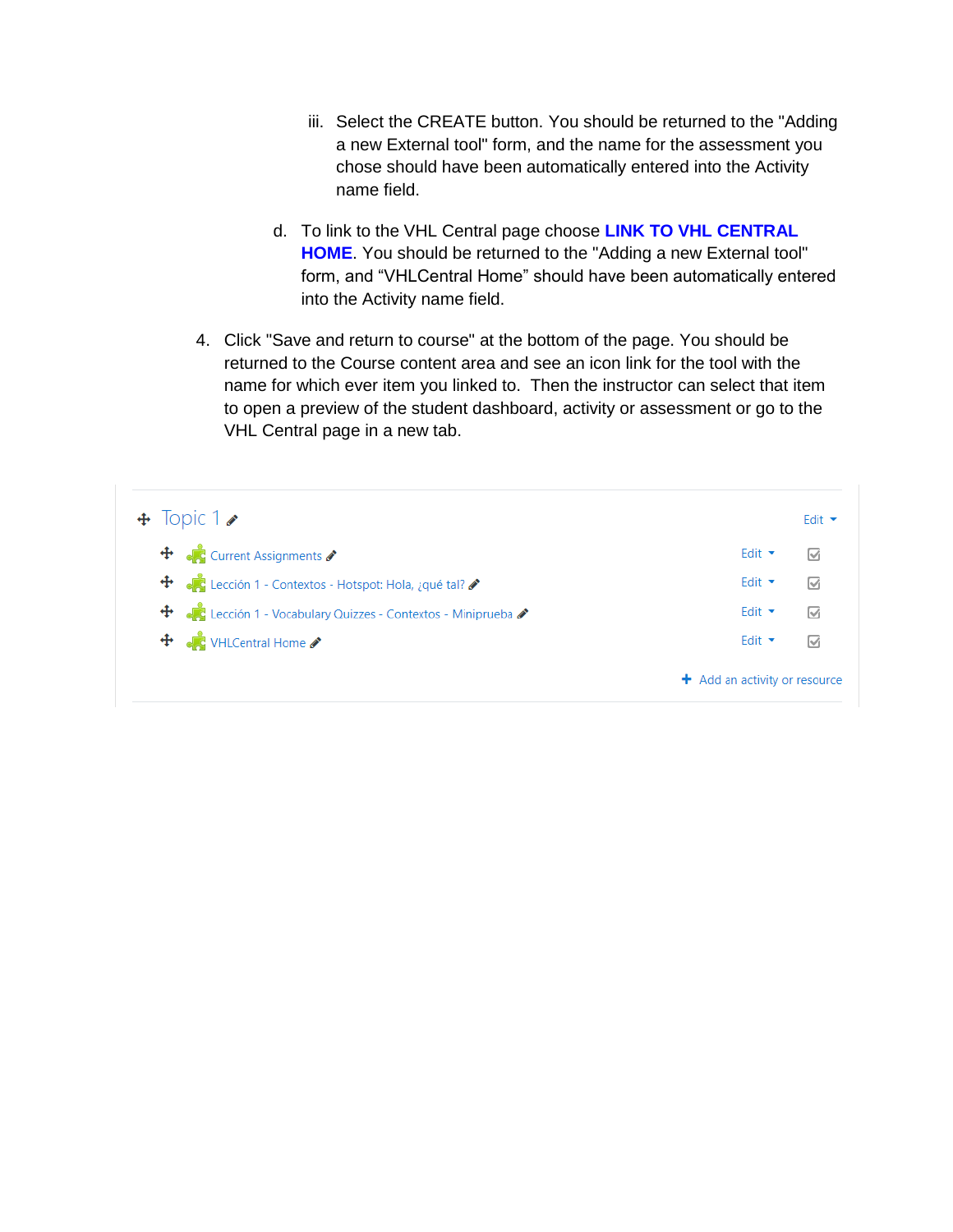iii. Select the CREATE button. You should be returned to the "Adding a new External tool" form, and the name for the assessment you chose should have been automatically entered into the Activity name field.

d. To link to the VHL Central page choose **LINK TO VHL CENTRAL HOME**. You should be returned to the "Adding a new External tool" form, and "VHLCentral Home" should have been automatically entered into the Activity name field.

4. Click "Save and return to course" at the bottom of the page. You should be returned to the Course content area and see an icon link for the tool with the name for which ever item you linked to. Then the instructor can select that item to open a preview of the student dashboard, activity or assessment or go to the VHL Central page in a new tab.

Topic 1

- Current Assignments
- Lección 1 - Contextos - Hotspot: Hola, ¿qué tal?
- Lección 1 - Vocabulary Quizzes - Contextos - Miniprueba
- VHLCentral Home

Add an activity or resource